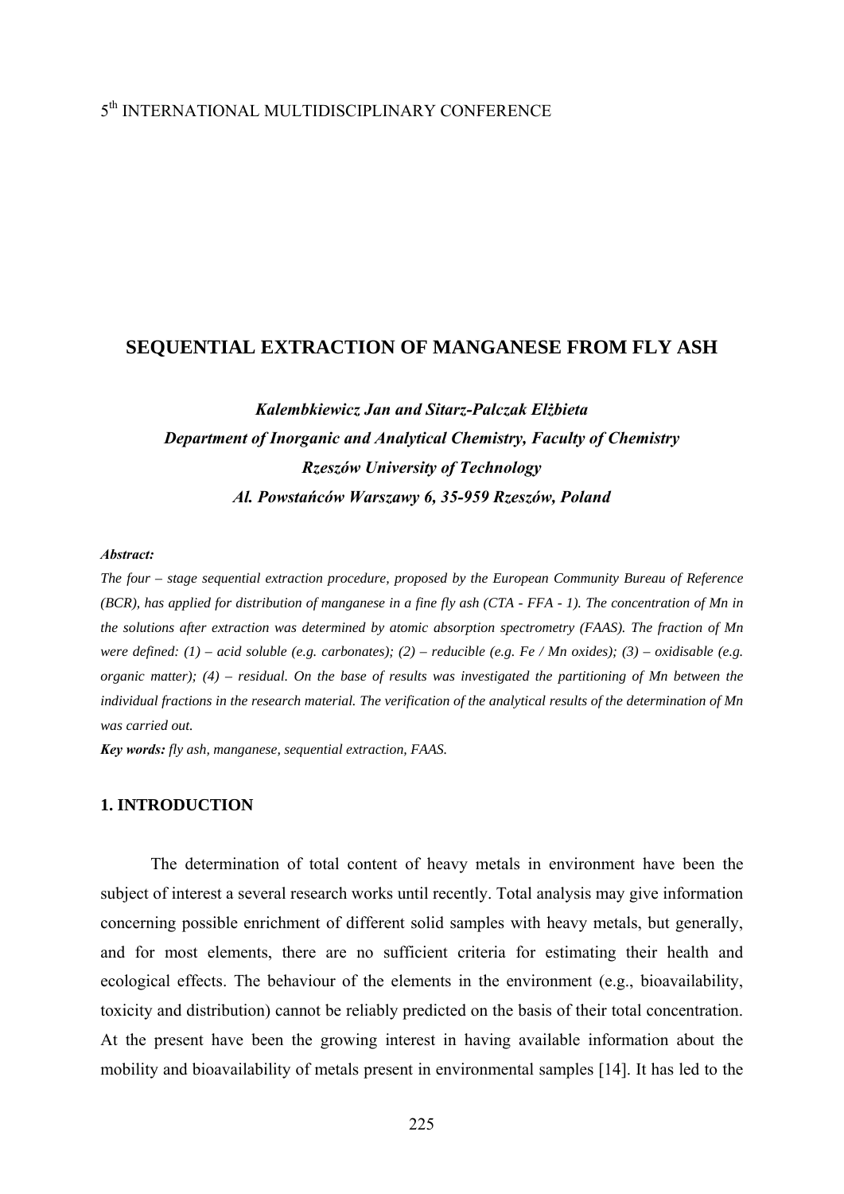5[th] INTERNATIONAL MULTIDISCIPLINARY CONFERENCE

# SEQUENTIAL EXTRACTION OF MANGANESE FROM FLY ASH

***Kalembkiewicz Jan and Sitarz-Palczak Elżbieta***
***Department of Inorganic and Analytical Chemistry, Faculty of Chemistry***
***Rzeszów University of Technology***
***Al. Powstańców Warszawy 6, 35-959 Rzeszów, Poland***

***Abstract:***
*The four – stage sequential extraction procedure, proposed by the European Community Bureau of Reference (BCR), has applied for distribution of manganese in a fine fly ash (CTA - FFA - 1). The concentration of Mn in the solutions after extraction was determined by atomic absorption spectrometry (FAAS). The fraction of Mn were defined: (1) – acid soluble (e.g. carbonates); (2) – reducible (e.g. Fe / Mn oxides); (3) – oxidisable (e.g. organic matter); (4) – residual. On the base of results was investigated the partitioning of Mn between the individual fractions in the research material. The verification of the analytical results of the determination of Mn was carried out.*
***Key words:*** *fly ash, manganese, sequential extraction, FAAS.*

## 1. INTRODUCTION

The determination of total content of heavy metals in environment have been the subject of interest a several research works until recently. Total analysis may give information concerning possible enrichment of different solid samples with heavy metals, but generally, and for most elements, there are no sufficient criteria for estimating their health and ecological effects. The behaviour of the elements in the environment (e.g., bioavailability, toxicity and distribution) cannot be reliably predicted on the basis of their total concentration. At the present have been the growing interest in having available information about the mobility and bioavailability of metals present in environmental samples [14]. It has led to the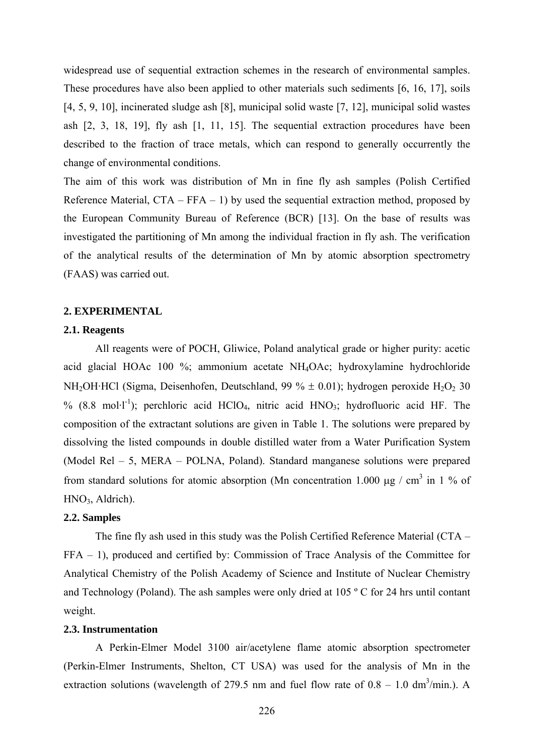widespread use of sequential extraction schemes in the research of environmental samples. These procedures have also been applied to other materials such sediments [6, 16, 17], soils [4, 5, 9, 10], incinerated sludge ash [8], municipal solid waste [7, 12], municipal solid wastes ash [2, 3, 18, 19], fly ash [1, 11, 15]. The sequential extraction procedures have been described to the fraction of trace metals, which can respond to generally occurrently the change of environmental conditions.

The aim of this work was distribution of Mn in fine fly ash samples (Polish Certified Reference Material, CTA – FFA – 1) by used the sequential extraction method, proposed by the European Community Bureau of Reference (BCR) [13]. On the base of results was investigated the partitioning of Mn among the individual fraction in fly ash. The verification of the analytical results of the determination of Mn by atomic absorption spectrometry (FAAS) was carried out.

## 2. EXPERIMENTAL

### 2.1. Reagents

All reagents were of POCH, Gliwice, Poland analytical grade or higher purity: acetic acid glacial HOAc 100 %; ammonium acetate $NH_4OAc$; hydroxylamine hydrochloride $NH_2OH{\cdot}HCl$ (Sigma, Deisenhofen, Deutschland, 99 % ± 0.01); hydrogen peroxide $H_2O_2$ 30 % (8.8 $mol{\cdot}l^{-1}$); perchloric acid $HClO_4$, nitric acid $HNO_3$; hydrofluoric acid HF. The composition of the extractant solutions are given in Table 1. The solutions were prepared by dissolving the listed compounds in double distilled water from a Water Purification System (Model Rel – 5, MERA – POLNA, Poland). Standard manganese solutions were prepared from standard solutions for atomic absorption (Mn concentration 1.000 μg / $cm^3$ in 1 % of $HNO_3$, Aldrich).

### 2.2. Samples

The fine fly ash used in this study was the Polish Certified Reference Material (CTA – FFA – 1), produced and certified by: Commission of Trace Analysis of the Committee for Analytical Chemistry of the Polish Academy of Science and Institute of Nuclear Chemistry and Technology (Poland). The ash samples were only dried at 105 º C for 24 hrs until contant weight.

### 2.3. Instrumentation

A Perkin-Elmer Model 3100 air/acetylene flame atomic absorption spectrometer (Perkin-Elmer Instruments, Shelton, CT USA) was used for the analysis of Mn in the extraction solutions (wavelength of 279.5 nm and fuel flow rate of 0.8 – 1.0 $dm^3$/min.). A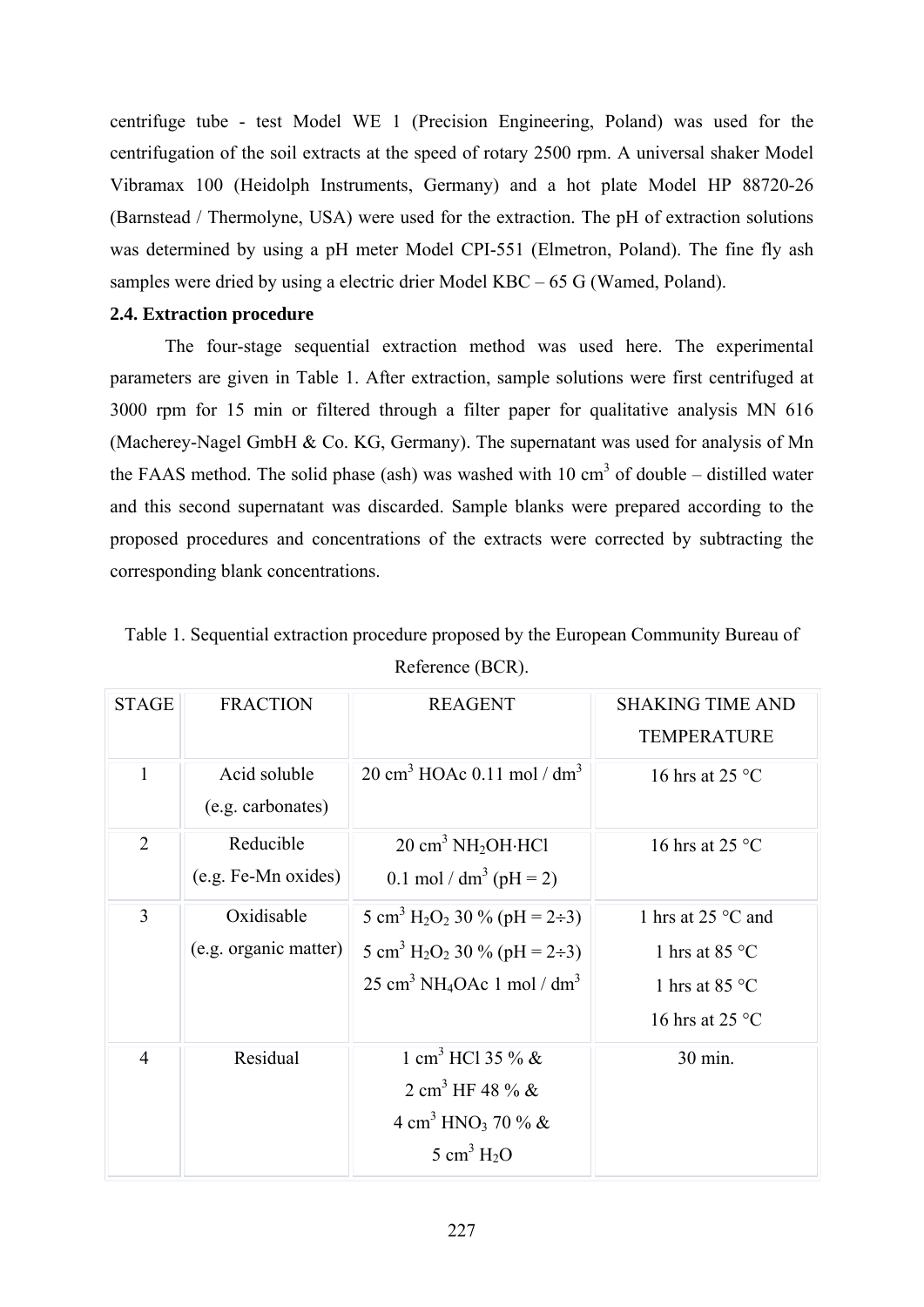centrifuge tube - test Model WE 1 (Precision Engineering, Poland) was used for the centrifugation of the soil extracts at the speed of rotary 2500 rpm. A universal shaker Model Vibramax 100 (Heidolph Instruments, Germany) and a hot plate Model HP 88720-26 (Barnstead / Thermolyne, USA) were used for the extraction. The pH of extraction solutions was determined by using a pH meter Model CPI-551 (Elmetron, Poland). The fine fly ash samples were dried by using a electric drier Model KBC – 65 G (Wamed, Poland).

### 2.4. Extraction procedure

The four-stage sequential extraction method was used here. The experimental parameters are given in Table 1. After extraction, sample solutions were first centrifuged at 3000 rpm for 15 min or filtered through a filter paper for qualitative analysis MN 616 (Macherey-Nagel GmbH & Co. KG, Germany). The supernatant was used for analysis of Mn the FAAS method. The solid phase (ash) was washed with 10 $cm^3$ of double – distilled water and this second supernatant was discarded. Sample blanks were prepared according to the proposed procedures and concentrations of the extracts were corrected by subtracting the corresponding blank concentrations.

Table 1. Sequential extraction procedure proposed by the European Community Bureau of Reference (BCR).

| STAGE | FRACTION | REAGENT | SHAKING TIME AND TEMPERATURE |
|---|---|---|---|
| 1 | Acid soluble (e.g. carbonates) | 20 $cm^3$ HOAc 0.11 mol / $dm^3$ | 16 hrs at 25 °C |
| 2 | Reducible (e.g. Fe-Mn oxides) | 20 $cm^3$ $NH_2OH·HCl$ 0.1 mol / $dm^3$ (pH = 2) | 16 hrs at 25 °C |
| 3 | Oxidisable (e.g. organic matter) | 5 $cm^3$ $H_2O_2$ 30 % (pH = 2÷3)<br>5 $cm^3$ $H_2O_2$ 30 % (pH = 2÷3)<br>25 $cm^3$ $NH_4OAc$ 1 mol / $dm^3$ | 1 hrs at 25 °C and<br>1 hrs at 85 °C<br>1 hrs at 85 °C<br>16 hrs at 25 °C |
| 4 | Residual | 1 $cm^3$ HCl 35 % &<br>2 $cm^3$ HF 48 % &<br>4 $cm^3$ $HNO_3$ 70 % &<br>5 $cm^3$ $H_2O$ | 30 min. |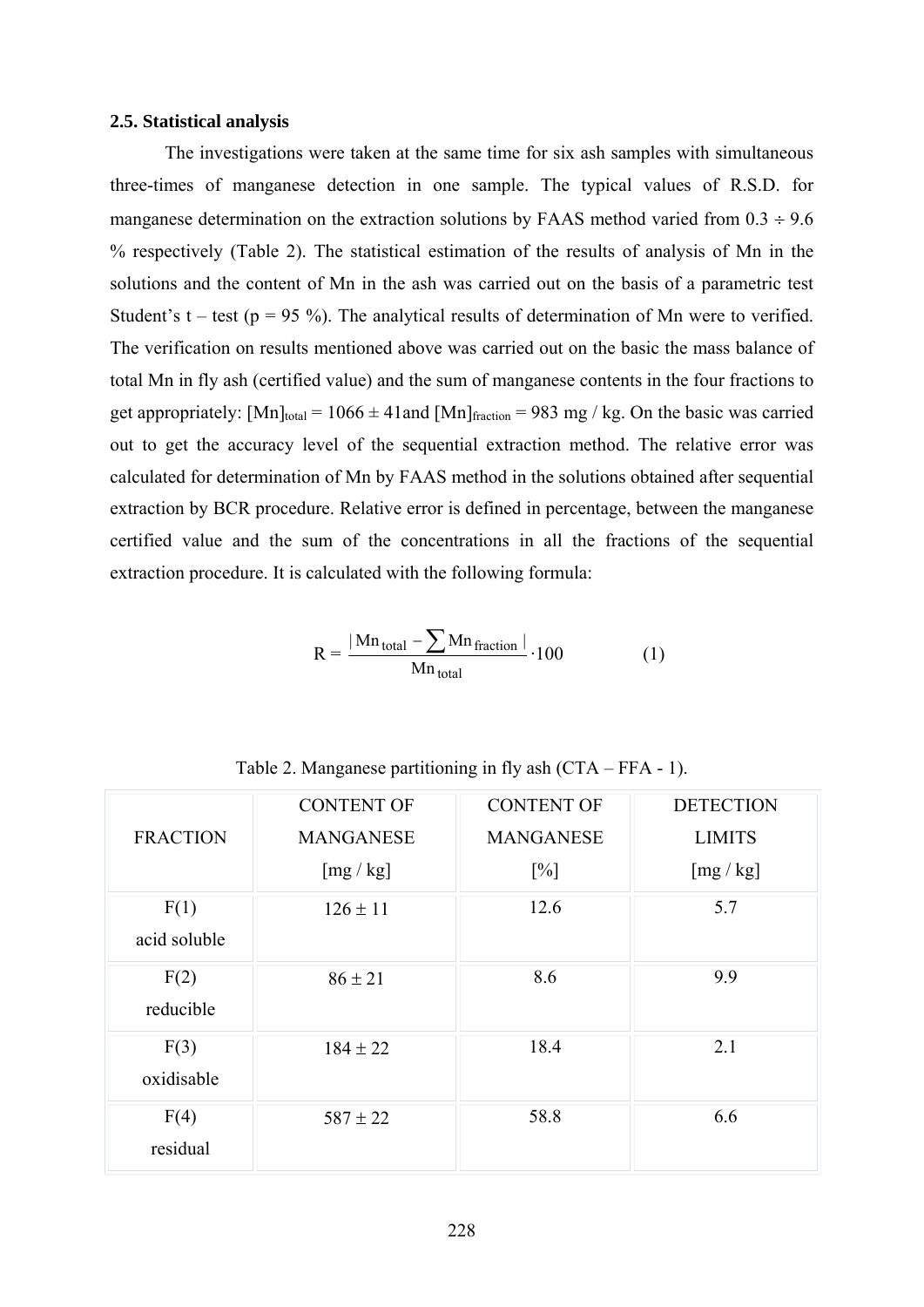### 2.5. Statistical analysis

The investigations were taken at the same time for six ash samples with simultaneous three-times of manganese detection in one sample. The typical values of R.S.D. for manganese determination on the extraction solutions by FAAS method varied from 0.3 ÷ 9.6 % respectively (Table 2). The statistical estimation of the results of analysis of Mn in the solutions and the content of Mn in the ash was carried out on the basis of a parametric test Student's t – test (p = 95 %). The analytical results of determination of Mn were to verified. The verification on results mentioned above was carried out on the basic the mass balance of total Mn in fly ash (certified value) and the sum of manganese contents in the four fractions to get appropriately: $[Mn]_{total} = 1066 \pm 41$and $[Mn]_{fraction} = 983$ mg / kg. On the basic was carried out to get the accuracy level of the sequential extraction method. The relative error was calculated for determination of Mn by FAAS method in the solutions obtained after sequential extraction by BCR procedure. Relative error is defined in percentage, between the manganese certified value and the sum of the concentrations in all the fractions of the sequential extraction procedure. It is calculated with the following formula:

$$R = \frac{|Mn_{total} - \sum Mn_{fraction}|}{Mn_{total}} \cdot 100 \qquad (1)$$

Table 2. Manganese partitioning in fly ash (CTA – FFA - 1).

| FRACTION | CONTENT OF MANGANESE [mg / kg] | CONTENT OF MANGANESE [%] | DETECTION LIMITS [mg / kg] |
|---|---|---|---|
| F(1) acid soluble | 126 ± 11 | 12.6 | 5.7 |
| F(2) reducible | 86 ± 21 | 8.6 | 9.9 |
| F(3) oxidisable | 184 ± 22 | 18.4 | 2.1 |
| F(4) residual | 587 ± 22 | 58.8 | 6.6 |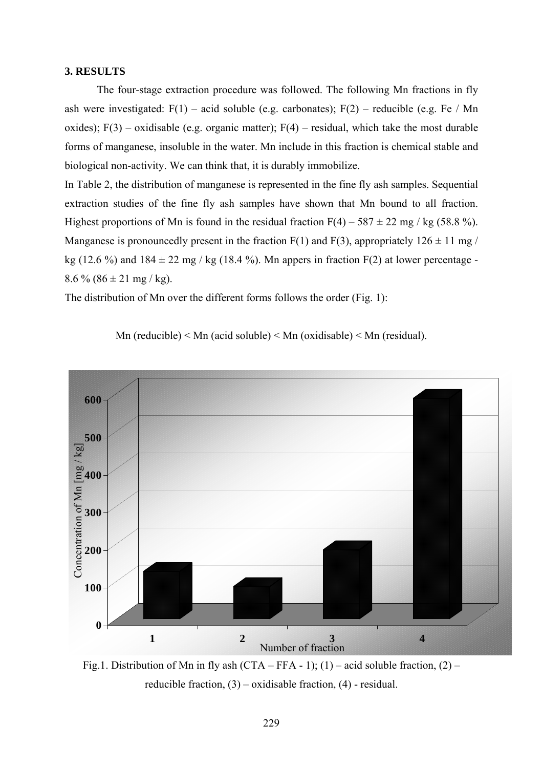### 3. RESULTS

The four-stage extraction procedure was followed. The following Mn fractions in fly ash were investigated: F(1) – acid soluble (e.g. carbonates); F(2) – reducible (e.g. Fe / Mn oxides); F(3) – oxidisable (e.g. organic matter); F(4) – residual, which take the most durable forms of manganese, insoluble in the water. Mn include in this fraction is chemical stable and biological non-activity. We can think that, it is durably immobilize.

In Table 2, the distribution of manganese is represented in the fine fly ash samples. Sequential extraction studies of the fine fly ash samples have shown that Mn bound to all fraction. Highest proportions of Mn is found in the residual fraction F(4) – 587 ± 22 mg / kg (58.8 %). Manganese is pronouncedly present in the fraction F(1) and F(3), appropriately 126 ± 11 mg / kg (12.6 %) and 184 ± 22 mg / kg (18.4 %). Mn appers in fraction F(2) at lower percentage - 8.6 % (86 ± 21 mg / kg).

The distribution of Mn over the different forms follows the order (Fig. 1):

Mn (reducible) < Mn (acid soluble) < Mn (oxidisable) < Mn (residual).

Fig.1. Distribution of Mn in fly ash (CTA – FFA - 1); (1) – acid soluble fraction, (2) – reducible fraction, (3) – oxidisable fraction, (4) - residual.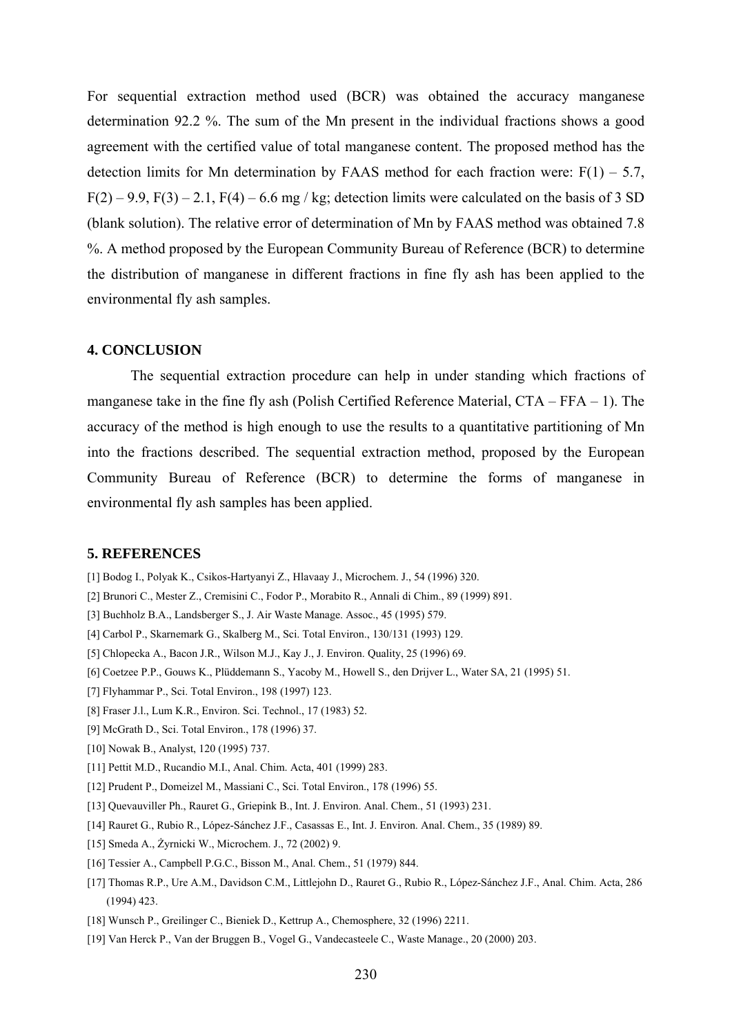For sequential extraction method used (BCR) was obtained the accuracy manganese determination 92.2 %. The sum of the Mn present in the individual fractions shows a good agreement with the certified value of total manganese content. The proposed method has the detection limits for Mn determination by FAAS method for each fraction were: F(1) – 5.7, F(2) – 9.9, F(3) – 2.1, F(4) – 6.6 mg / kg; detection limits were calculated on the basis of 3 SD (blank solution). The relative error of determination of Mn by FAAS method was obtained 7.8 %. A method proposed by the European Community Bureau of Reference (BCR) to determine the distribution of manganese in different fractions in fine fly ash has been applied to the environmental fly ash samples.

## 4. CONCLUSION

The sequential extraction procedure can help in under standing which fractions of manganese take in the fine fly ash (Polish Certified Reference Material, CTA – FFA – 1). The accuracy of the method is high enough to use the results to a quantitative partitioning of Mn into the fractions described. The sequential extraction method, proposed by the European Community Bureau of Reference (BCR) to determine the forms of manganese in environmental fly ash samples has been applied.

## 5. REFERENCES

[1] Bodog I., Polyak K., Csikos-Hartyanyi Z., Hlavaay J., Microchem. J., 54 (1996) 320.

[2] Brunori C., Mester Z., Cremisini C., Fodor P., Morabito R., Annali di Chim., 89 (1999) 891.

[3] Buchholz B.A., Landsberger S., J. Air Waste Manage. Assoc., 45 (1995) 579.

[4] Carbol P., Skarnemark G., Skalberg M., Sci. Total Environ., 130/131 (1993) 129.

[5] Chlopecka A., Bacon J.R., Wilson M.J., Kay J., J. Environ. Quality, 25 (1996) 69.

[6] Coetzee P.P., Gouws K., Plüddemann S., Yacoby M., Howell S., den Drijver L., Water SA, 21 (1995) 51.

[7] Flyhammar P., Sci. Total Environ., 198 (1997) 123.

[8] Fraser J.l., Lum K.R., Environ. Sci. Technol., 17 (1983) 52.

[9] McGrath D., Sci. Total Environ., 178 (1996) 37.

[10] Nowak B., Analyst, 120 (1995) 737.

[11] Pettit M.D., Rucandio M.I., Anal. Chim. Acta, 401 (1999) 283.

[12] Prudent P., Domeizel M., Massiani C., Sci. Total Environ., 178 (1996) 55.

[13] Quevauviller Ph., Rauret G., Griepink B., Int. J. Environ. Anal. Chem., 51 (1993) 231.

[14] Rauret G., Rubio R., López-Sánchez J.F., Casassas E., Int. J. Environ. Anal. Chem., 35 (1989) 89.

[15] Smeda A., Żyrnicki W., Microchem. J., 72 (2002) 9.

[16] Tessier A., Campbell P.G.C., Bisson M., Anal. Chem., 51 (1979) 844.

[17] Thomas R.P., Ure A.M., Davidson C.M., Littlejohn D., Rauret G., Rubio R., López-Sánchez J.F., Anal. Chim. Acta, 286 (1994) 423.

[18] Wunsch P., Greilinger C., Bieniek D., Kettrup A., Chemosphere, 32 (1996) 2211.

[19] Van Herck P., Van der Bruggen B., Vogel G., Vandecasteele C., Waste Manage., 20 (2000) 203.